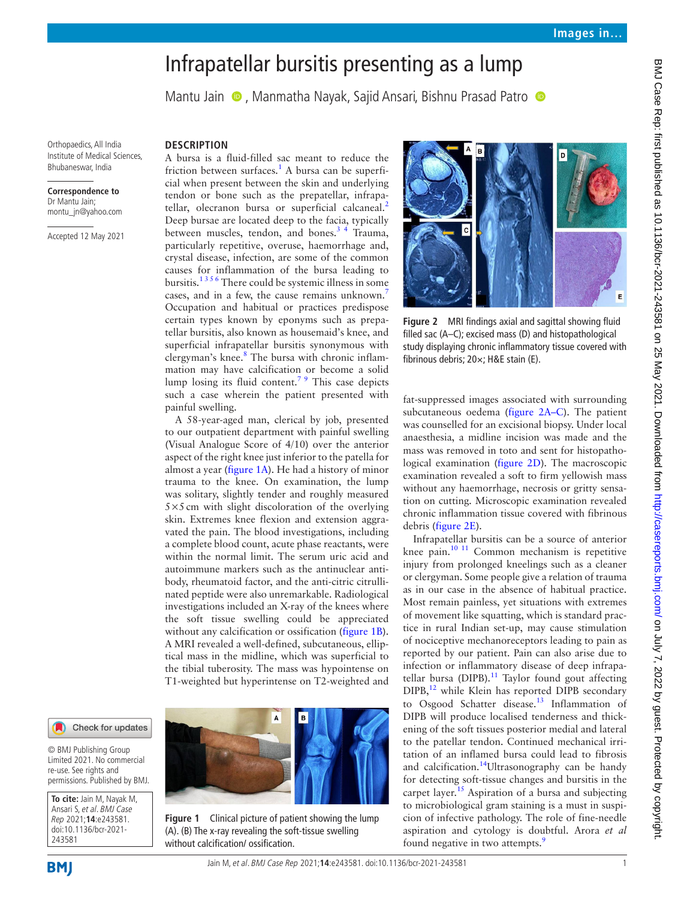# Infrapatellar bursitis presenting as a lump

Mantu Jain, Manmatha Nayak, Sajid Ansari, Bishnu Prasad Patro

Orthopaedics, All India Institute of Medical Sciences, Bhubaneswar, India

**Correspondence to** Dr Mantu Jain; montu_jn@yahoo.com

Accepted 12 May 2021

© BMJ Publishing Group Limited 2021. No commercial re-use. See rights and permissions. Published by BMJ.

**To cite:** Jain M, Nayak M, Ansari S, *et al. BMJ Case Rep* 2021;**14**:e243581. doi:10.1136/bcr-2021-243581

## DESCRIPTION

A bursa is a fluid-filled sac meant to reduce the friction between surfaces.[1] A bursa can be superficial when present between the skin and underlying tendon or bone such as the prepatellar, infrapatellar, olecranon bursa or superficial calcaneal.[2] Deep bursae are located deep to the facia, typically between muscles, tendon, and bones.[3 4] Trauma, particularly repetitive, overuse, haemorrhage and, crystal disease, infection, are some of the common causes for inflammation of the bursa leading to bursitis.[1 3 5 6] There could be systemic illness in some cases, and in a few, the cause remains unknown.[7] Occupation and habitual or practices predispose certain types known by eponyms such as prepatellar bursitis, also known as housemaid's knee, and superficial infrapatellar bursitis synonymous with clergyman's knee.[8] The bursa with chronic inflammation may have calcification or become a solid lump losing its fluid content.[7 9] This case depicts such a case wherein the patient presented with painful swelling.

A 58-year-aged man, clerical by job, presented to our outpatient department with painful swelling (Visual Analogue Score of 4/10) over the anterior aspect of the right knee just inferior to the patella for almost a year (figure 1A). He had a history of minor trauma to the knee. On examination, the lump was solitary, slightly tender and roughly measured 5×5 cm with slight discoloration of the overlying skin. Extremes knee flexion and extension aggravated the pain. The blood investigations, including a complete blood count, acute phase reactants, were within the normal limit. The serum uric acid and autoimmune markers such as the antinuclear antibody, rheumatoid factor, and the anti-citric citrullinated peptide were also unremarkable. Radiological investigations included an X-ray of the knees where the soft tissue swelling could be appreciated without any calcification or ossification (figure 1B). A MRI revealed a well-defined, subcutaneous, elliptical mass in the midline, which was superficial to the tibial tuberosity. The mass was hypointense on T1-weighted but hyperintense on T2-weighted and fat-suppressed images associated with surrounding subcutaneous oedema (figure 2A–C). The patient was counselled for an excisional biopsy. Under local anaesthesia, a midline incision was made and the mass was removed in toto and sent for histopathological examination (figure 2D). The macroscopic examination revealed a soft to firm yellowish mass without any haemorrhage, necrosis or gritty sensation on cutting. Microscopic examination revealed chronic inflammation tissue covered with fibrinous debris (figure 2E).

Figure 1 Clinical picture of patient showing the lump (A). (B) The x-ray revealing the soft-tissue swelling without calcification/ ossification.

Figure 2 MRI findings axial and sagittal showing fluid filled sac (A–C); excised mass (D) and histopathological study displaying chronic inflammatory tissue covered with fibrinous debris; 20×; H&E stain (E).

Infrapatellar bursitis can be a source of anterior knee pain.[10 11] Common mechanism is repetitive injury from prolonged kneelings such as a cleaner or clergyman. Some people give a relation of trauma as in our case in the absence of habitual practice. Most remain painless, yet situations with extremes of movement like squatting, which is standard practice in rural Indian set-up, may cause stimulation of nociceptive mechanoreceptors leading to pain as reported by our patient. Pain can also arise due to infection or inflammatory disease of deep infrapatellar bursa (DIPB).[11] Taylor found gout affecting DIPB,[12] while Klein has reported DIPB secondary to Osgood Schatter disease.[13] Inflammation of DIPB will produce localised tenderness and thickening of the soft tissues posterior medial and lateral to the patellar tendon. Continued mechanical irritation of an inflamed bursa could lead to fibrosis and calcification.[14] Ultrasonography can be handy for detecting soft-tissue changes and bursitis in the carpet layer.[15] Aspiration of a bursa and subjecting to microbiological gram staining is a must in suspicion of infective pathology. The role of fine-needle aspiration and cytology is doubtful. Arora *et al* found negative in two attempts.[9]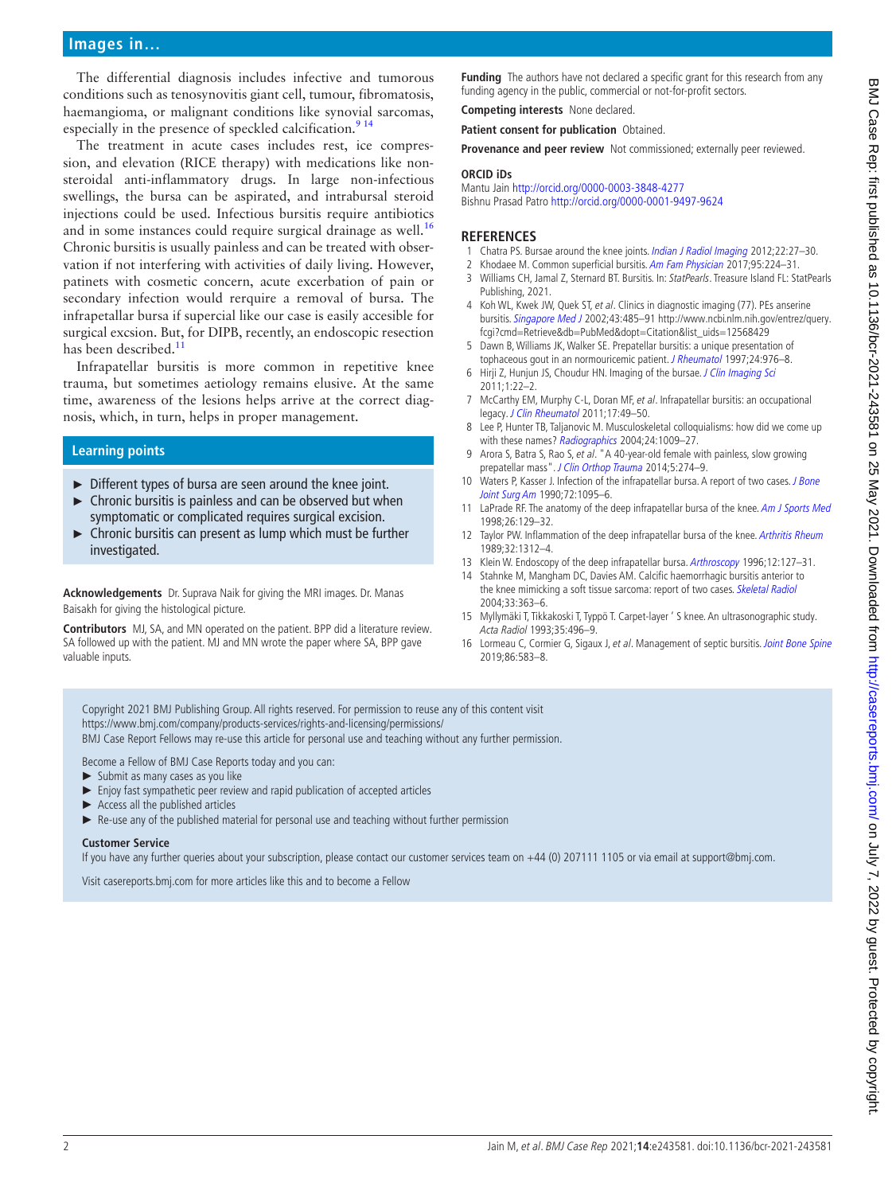The differential diagnosis includes infective and tumorous conditions such as tenosynovitis giant cell, tumour, fibromatosis, haemangioma, or malignant conditions like synovial sarcomas, especially in the presence of speckled calcification.[9 14]

The treatment in acute cases includes rest, ice compression, and elevation (RICE therapy) with medications like non-steroidal anti-inflammatory drugs. In large non-infectious swellings, the bursa can be aspirated, and intrabursal steroid injections could be used. Infectious bursitis require antibiotics and in some instances could require surgical drainage as well.[16] Chronic bursitis is usually painless and can be treated with observation if not interfering with activities of daily living. However, patinets with cosmetic concern, acute exacerbation of pain or secondary infection would requre a removal of bursa. The infrapetallar bursa if supercial like our case is easily accesible for surgical excsion. But, for DIPB, recently, an endoscopic resection has been described.[11]

Infrapatellar bursitis is more common in repetitive knee trauma, but sometimes aetiology remains elusive. At the same time, awareness of the lesions helps arrive at the correct diagnosis, which, in turn, helps in proper management.

## Learning points

- ► Different types of bursa are seen around the knee joint.
- ► Chronic bursitis is painless and can be observed but when symptomatic or complicated requires surgical excision.
- ► Chronic bursitis can present as lump which must be further investigated.

**Acknowledgements** Dr. Suprava Naik for giving the MRI images. Dr. Manas Baisakh for giving the histological picture.

**Contributors** MJ, SA, and MN operated on the patient. BPP did a literature review. SA followed up with the patient. MJ and MN wrote the paper where SA, BPP gave valuable inputs.

**Funding** The authors have not declared a specific grant for this research from any funding agency in the public, commercial or not-for-profit sectors.

**Competing interests** None declared.

**Patient consent for publication** Obtained.

**Provenance and peer review** Not commissioned; externally peer reviewed.

**ORCID iDs**

Mantu Jain http://orcid.org/0000-0003-3848-4277
Bishnu Prasad Patro http://orcid.org/0000-0001-9497-9624

## REFERENCES

1. Chatra PS. Bursae around the knee joints. *Indian J Radiol Imaging* 2012;22:27–30.
2. Khodaee M. Common superficial bursitis. *Am Fam Physician* 2017;95:224–31.
3. Williams CH, Jamal Z, Sternard BT. Bursitis. In: *StatPearls*. Treasure Island FL: StatPearls Publishing, 2021.
4. Koh WL, Kwek JW, Quek ST, *et al*. Clinics in diagnostic imaging (77). PEs anserine bursitis. *Singapore Med J* 2002;43:485–91 http://www.ncbi.nlm.nih.gov/entrez/query.fcgi?cmd=Retrieve&db=PubMed&dopt=Citation&list_uids=12568429
5. Dawn B, Williams JK, Walker SE. Prepatellar bursitis: a unique presentation of tophaceous gout in an normouricemic patient. *J Rheumatol* 1997;24:976–8.
6. Hirji Z, Hunjun JS, Choudur HN. Imaging of the bursae. *J Clin Imaging Sci* 2011;1:22–2.
7. McCarthy EM, Murphy C-L, Doran MF, *et al*. Infrapatellar bursitis: an occupational legacy. *J Clin Rheumatol* 2011;17:49–50.
8. Lee P, Hunter TB, Taljanovic M. Musculoskeletal colloquialisms: how did we come up with these names? *Radiographics* 2004;24:1009–27.
9. Arora S, Batra S, Rao S, *et al*. "A 40-year-old female with painless, slow growing prepatellar mass". *J Clin Orthop Trauma* 2014;5:274–9.
10. Waters P, Kasser J. Infection of the infrapatellar bursa. A report of two cases. *J Bone Joint Surg Am* 1990;72:1095–6.
11. LaPrade RF. The anatomy of the deep infrapatellar bursa of the knee. *Am J Sports Med* 1998;26:129–32.
12. Taylor PW. Inflammation of the deep infrapatellar bursa of the knee. *Arthritis Rheum* 1989;32:1312–4.
13. Klein W. Endoscopy of the deep infrapatellar bursa. *Arthroscopy* 1996;12:127–31.
14. Stahnke M, Mangham DC, Davies AM. Calcific haemorrhagic bursitis anterior to the knee mimicking a soft tissue sarcoma: report of two cases. *Skeletal Radiol* 2004;33:363–6.
15. Myllymäki T, Tikkakoski T, Typpö T. Carpet-layer ' S knee. An ultrasonographic study. *Acta Radiol* 1993;35:496–9.
16. Lormeau C, Cormier G, Sigaux J, *et al*. Management of septic bursitis. *Joint Bone Spine* 2019;86:583–8.

Copyright 2021 BMJ Publishing Group. All rights reserved. For permission to reuse any of this content visit
https://www.bmj.com/company/products-services/rights-and-licensing/permissions/
BMJ Case Report Fellows may re-use this article for personal use and teaching without any further permission.

Become a Fellow of BMJ Case Reports today and you can:

- ► Submit as many cases as you like
- ► Enjoy fast sympathetic peer review and rapid publication of accepted articles
- ► Access all the published articles
- ► Re-use any of the published material for personal use and teaching without further permission

**Customer Service**

If you have any further queries about your subscription, please contact our customer services team on +44 (0) 207111 1105 or via email at support@bmj.com.

Visit casereports.bmj.com for more articles like this and to become a Fellow